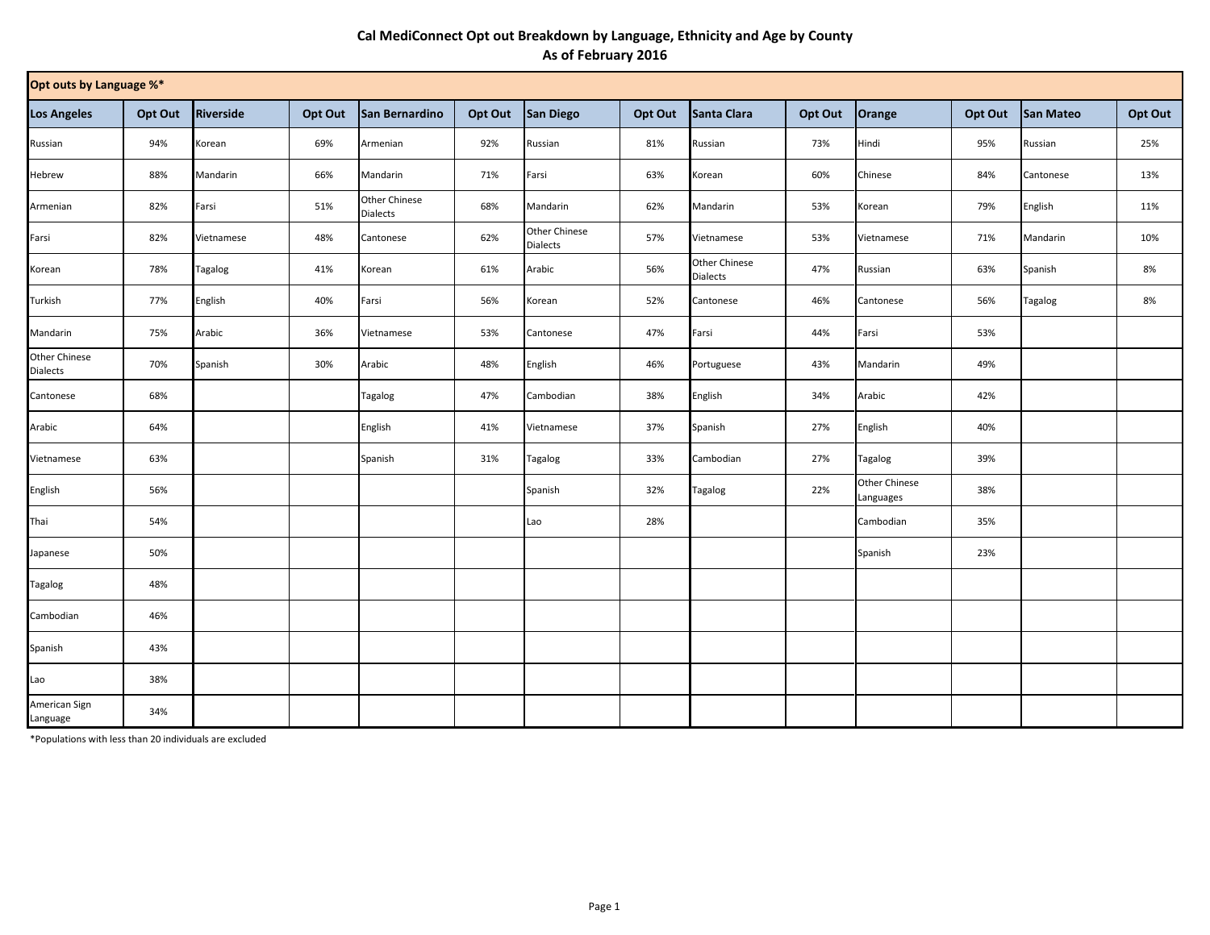# Cal MediConnect Opt out Breakdown by Language, Ethnicity and Age by County
## As of February 2016

| Opt outs by Language %* | | | | | | | | | | | | | |
|---|---|---|---|---|---|---|---|---|---|---|---|---|---|
| **Los Angeles** | **Opt Out** | **Riverside** | **Opt Out** | **San Bernardino** | **Opt Out** | **San Diego** | **Opt Out** | **Santa Clara** | **Opt Out** | **Orange** | **Opt Out** | **San Mateo** | **Opt Out** |
| Russian | 94% | Korean | 69% | Armenian | 92% | Russian | 81% | Russian | 73% | Hindi | 95% | Russian | 25% |
| Hebrew | 88% | Mandarin | 66% | Mandarin | 71% | Farsi | 63% | Korean | 60% | Chinese | 84% | Cantonese | 13% |
| Armenian | 82% | Farsi | 51% | Other Chinese Dialects | 68% | Mandarin | 62% | Mandarin | 53% | Korean | 79% | English | 11% |
| Farsi | 82% | Vietnamese | 48% | Cantonese | 62% | Other Chinese Dialects | 57% | Vietnamese | 53% | Vietnamese | 71% | Mandarin | 10% |
| Korean | 78% | Tagalog | 41% | Korean | 61% | Arabic | 56% | Other Chinese Dialects | 47% | Russian | 63% | Spanish | 8% |
| Turkish | 77% | English | 40% | Farsi | 56% | Korean | 52% | Cantonese | 46% | Cantonese | 56% | Tagalog | 8% |
| Mandarin | 75% | Arabic | 36% | Vietnamese | 53% | Cantonese | 47% | Farsi | 44% | Farsi | 53% | | |
| Other Chinese Dialects | 70% | Spanish | 30% | Arabic | 48% | English | 46% | Portuguese | 43% | Mandarin | 49% | | |
| Cantonese | 68% | | | Tagalog | 47% | Cambodian | 38% | English | 34% | Arabic | 42% | | |
| Arabic | 64% | | | English | 41% | Vietnamese | 37% | Spanish | 27% | English | 40% | | |
| Vietnamese | 63% | | | Spanish | 31% | Tagalog | 33% | Cambodian | 27% | Tagalog | 39% | | |
| English | 56% | | | | | Spanish | 32% | Tagalog | 22% | Other Chinese Languages | 38% | | |
| Thai | 54% | | | | | Lao | 28% | | | Cambodian | 35% | | |
| Japanese | 50% | | | | | | | | | Spanish | 23% | | |
| Tagalog | 48% | | | | | | | | | | | | |
| Cambodian | 46% | | | | | | | | | | | | |
| Spanish | 43% | | | | | | | | | | | | |
| Lao | 38% | | | | | | | | | | | | |
| American Sign Language | 34% | | | | | | | | | | | | |

*Populations with less than 20 individuals are excluded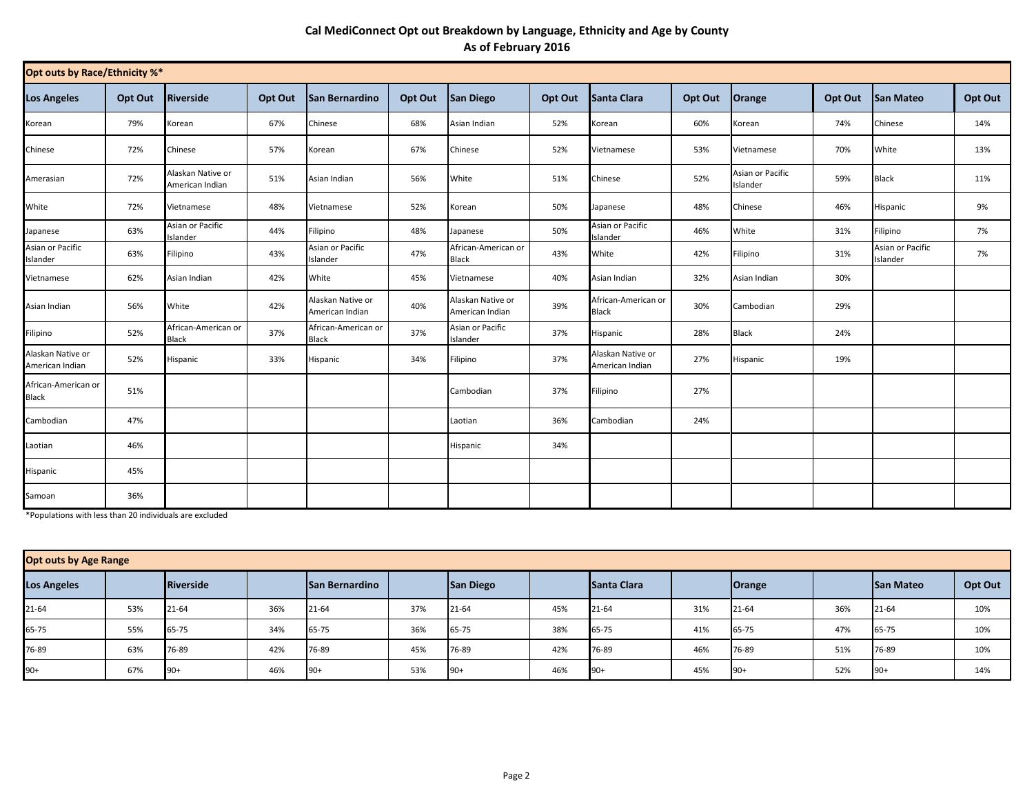# Cal MediConnect Opt out Breakdown by Language, Ethnicity and Age by County

## As of February 2016

**Opt outs by Race/Ethnicity %***

| Los Angeles | Opt Out | Riverside | Opt Out | San Bernardino | Opt Out | San Diego | Opt Out | Santa Clara | Opt Out | Orange | Opt Out | San Mateo | Opt Out |
|---|---|---|---|---|---|---|---|---|---|---|---|---|---|
| Korean | 79% | Korean | 67% | Chinese | 68% | Asian Indian | 52% | Korean | 60% | Korean | 74% | Chinese | 14% |
| Chinese | 72% | Chinese | 57% | Korean | 67% | Chinese | 52% | Vietnamese | 53% | Vietnamese | 70% | White | 13% |
| Amerasian | 72% | Alaskan Native or American Indian | 51% | Asian Indian | 56% | White | 51% | Chinese | 52% | Asian or Pacific Islander | 59% | Black | 11% |
| White | 72% | Vietnamese | 48% | Vietnamese | 52% | Korean | 50% | Japanese | 48% | Chinese | 46% | Hispanic | 9% |
| Japanese | 63% | Asian or Pacific Islander | 44% | Filipino | 48% | Japanese | 50% | Asian or Pacific Islander | 46% | White | 31% | Filipino | 7% |
| Asian or Pacific Islander | 63% | Filipino | 43% | Asian or Pacific Islander | 47% | African-American or Black | 43% | White | 42% | Filipino | 31% | Asian or Pacific Islander | 7% |
| Vietnamese | 62% | Asian Indian | 42% | White | 45% | Vietnamese | 40% | Asian Indian | 32% | Asian Indian | 30% | | |
| Asian Indian | 56% | White | 42% | Alaskan Native or American Indian | 40% | Alaskan Native or American Indian | 39% | African-American or Black | 30% | Cambodian | 29% | | |
| Filipino | 52% | African-American or Black | 37% | African-American or Black | 37% | Asian or Pacific Islander | 37% | Hispanic | 28% | Black | 24% | | |
| Alaskan Native or American Indian | 52% | Hispanic | 33% | Hispanic | 34% | Filipino | 37% | Alaskan Native or American Indian | 27% | Hispanic | 19% | | |
| African-American or Black | 51% | | | | | Cambodian | 37% | Filipino | 27% | | | | |
| Cambodian | 47% | | | | | Laotian | 36% | Cambodian | 24% | | | | |
| Laotian | 46% | | | | | Hispanic | 34% | | | | | | |
| Hispanic | 45% | | | | | | | | | | | | |
| Samoan | 36% | | | | | | | | | | | | |

*Populations with less than 20 individuals are excluded

**Opt outs by Age Range**

| Los Angeles | | Riverside | | San Bernardino | | San Diego | | Santa Clara | | Orange | | San Mateo | Opt Out |
|---|---|---|---|---|---|---|---|---|---|---|---|---|---|
| 21-64 | 53% | 21-64 | 36% | 21-64 | 37% | 21-64 | 45% | 21-64 | 31% | 21-64 | 36% | 21-64 | 10% |
| 65-75 | 55% | 65-75 | 34% | 65-75 | 36% | 65-75 | 38% | 65-75 | 41% | 65-75 | 47% | 65-75 | 10% |
| 76-89 | 63% | 76-89 | 42% | 76-89 | 45% | 76-89 | 42% | 76-89 | 46% | 76-89 | 51% | 76-89 | 10% |
| 90+ | 67% | 90+ | 46% | 90+ | 53% | 90+ | 46% | 90+ | 45% | 90+ | 52% | 90+ | 14% |